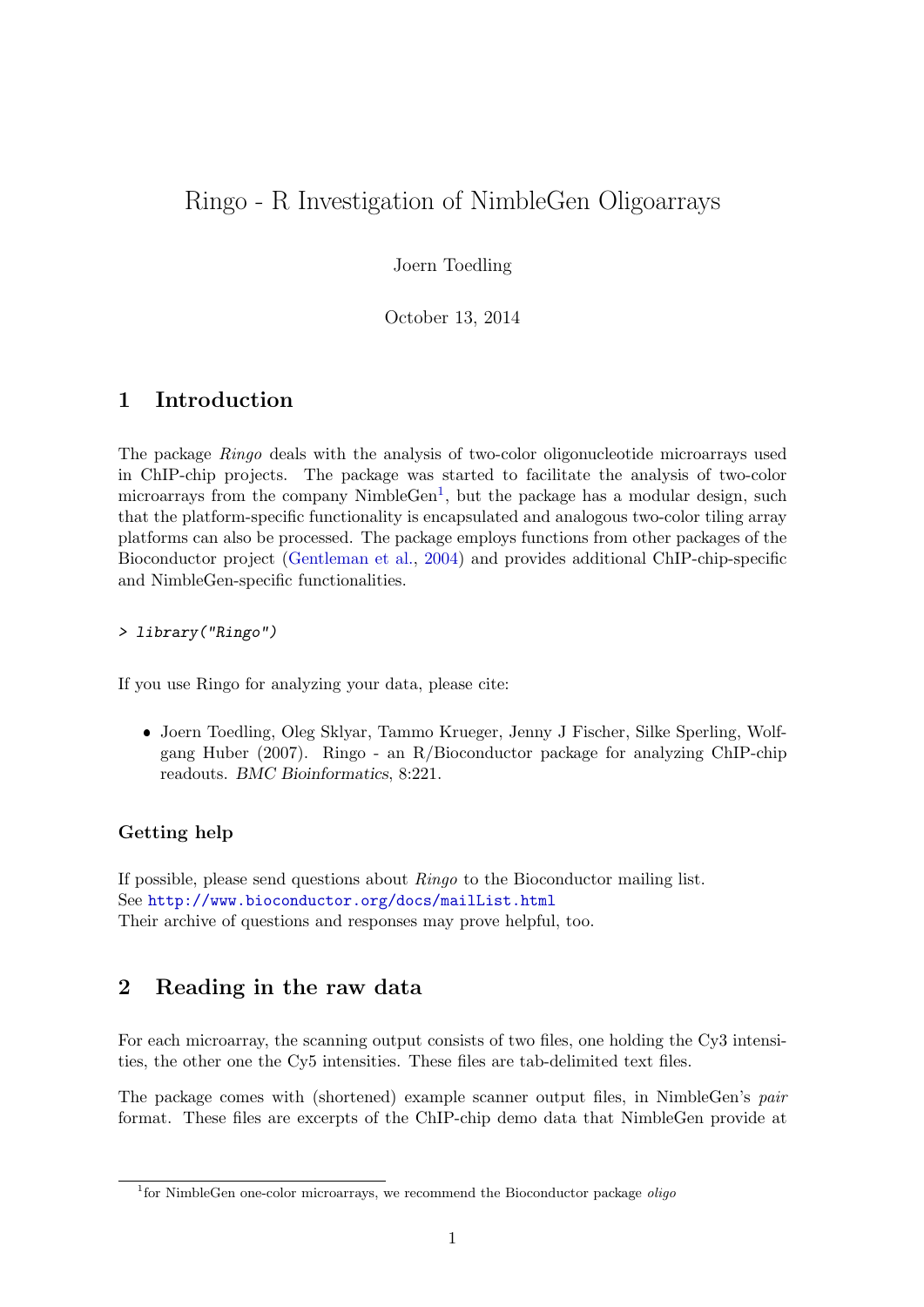# Ringo - R Investigation of NimbleGen Oligoarrays

Joern Toedling

October 13, 2014

## 1 Introduction

The package *Ringo* deals with the analysis of two-color oligonucleotide microarrays used in ChIP-chip projects. The package was started to facilitate the analysis of two-color microarrays from the company NimbleGen[1], but the package has a modular design, such that the platform-specific functionality is encapsulated and analogous two-color tiling array platforms can also be processed. The package employs functions from other packages of the Bioconductor project (Gentleman et al., 2004) and provides additional ChIP-chip-specific and NimbleGen-specific functionalities.

```
> library("Ringo")
```

If you use Ringo for analyzing your data, please cite:

- Joern Toedling, Oleg Sklyar, Tammo Krueger, Jenny J Fischer, Silke Sperling, Wolfgang Huber (2007). Ringo - an R/Bioconductor package for analyzing ChIP-chip readouts. *BMC Bioinformatics*, 8:221.

### Getting help

If possible, please send questions about *Ringo* to the Bioconductor mailing list.
See http://www.bioconductor.org/docs/mailList.html
Their archive of questions and responses may prove helpful, too.

## 2 Reading in the raw data

For each microarray, the scanning output consists of two files, one holding the Cy3 intensities, the other one the Cy5 intensities. These files are tab-delimited text files.

The package comes with (shortened) example scanner output files, in NimbleGen's *pair* format. These files are excerpts of the ChIP-chip demo data that NimbleGen provide at

[1] for NimbleGen one-color microarrays, we recommend the Bioconductor package *oligo*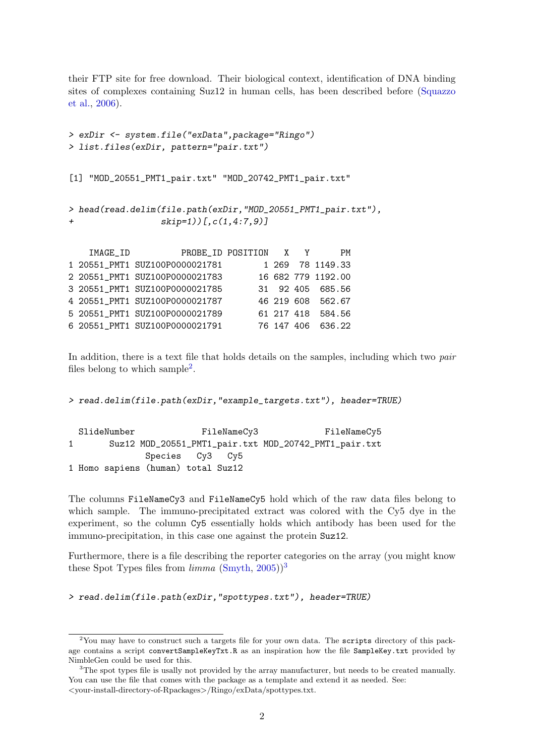their FTP site for free download. Their biological context, identification of DNA binding sites of complexes containing Suz12 in human cells, has been described before (Squazzo et al., 2006).

```
> exDir <- system.file("exData",package="Ringo")
> list.files(exDir, pattern="pair.txt")

[1] "MOD_20551_PMT1_pair.txt" "MOD_20742_PMT1_pair.txt"

> head(read.delim(file.path(exDir,"MOD_20551_PMT1_pair.txt"),
+                 skip=1))[,c(1,4:7,9)]

    IMAGE_ID          PROBE_ID POSITION   X   Y      PM
1 20551_PMT1 SUZ100P0000021781        1 269  78 1149.33
2 20551_PMT1 SUZ100P0000021783       16 682 779 1192.00
3 20551_PMT1 SUZ100P0000021785       31  92 405  685.56
4 20551_PMT1 SUZ100P0000021787       46 219 608  562.67
5 20551_PMT1 SUZ100P0000021789       61 217 418  584.56
6 20551_PMT1 SUZ100P0000021791       76 147 406  636.22
```

In addition, there is a text file that holds details on the samples, including which two *pair* files belong to which sample[2].

```
> read.delim(file.path(exDir,"example_targets.txt"), header=TRUE)

  SlideNumber             FileNameCy3             FileNameCy5
1       Suz12 MOD_20551_PMT1_pair.txt MOD_20742_PMT1_pair.txt
               Species   Cy3   Cy5
1 Homo sapiens (human) total Suz12
```

The columns FileNameCy3 and FileNameCy5 hold which of the raw data files belong to which sample. The immuno-precipitated extract was colored with the Cy5 dye in the experiment, so the column Cy5 essentially holds which antibody has been used for the immuno-precipitation, in this case one against the protein Suz12.

Furthermore, there is a file describing the reporter categories on the array (you might know these Spot Types files from *limma* (Smyth, 2005))[3]

```
> read.delim(file.path(exDir,"spottypes.txt"), header=TRUE)
```

[2]You may have to construct such a targets file for your own data. The scripts directory of this package contains a script convertSampleKeyTxt.R as an inspiration how the file SampleKey.txt provided by NimbleGen could be used for this.

[3]The spot types file is usally not provided by the array manufacturer, but needs to be created manually. You can use the file that comes with the package as a template and extend it as needed. See: <your-install-directory-of-Rpackages>/Ringo/exData/spottypes.txt.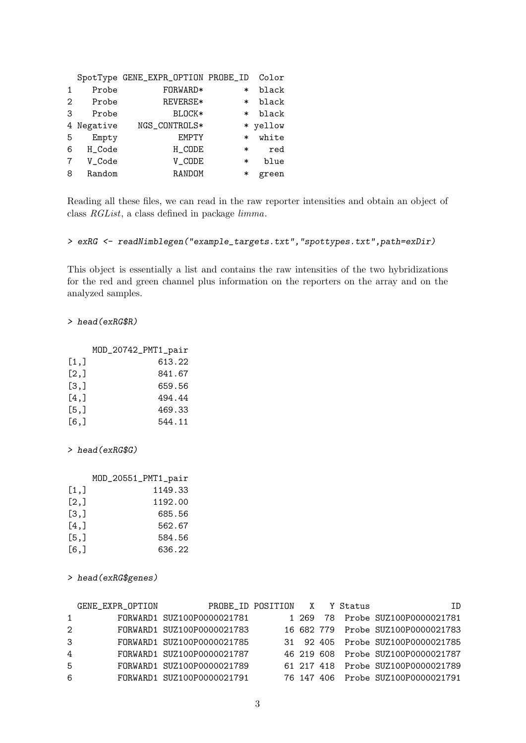```
  SpotType GENE_EXPR_OPTION PROBE_ID  Color
1    Probe         FORWARD*        *  black
2    Probe         REVERSE*        *  black
3    Probe           BLOCK*        *  black
4 Negative    NGS_CONTROLS*        * yellow
5    Empty            EMPTY        *  white
6   H_Code           H_CODE        *    red
7   V_Code           V_CODE        *   blue
8   Random           RANDOM        *  green
```

Reading all these files, we can read in the raw reporter intensities and obtain an object of class *RGList*, a class defined in package *limma*.

```
> exRG <- readNimblegen("example_targets.txt","spottypes.txt",path=exDir)
```

This object is essentially a list and contains the raw intensities of the two hybridizations for the red and green channel plus information on the reporters on the array and on the analyzed samples.

```
> head(exRG$R)
```

```
     MOD_20742_PMT1_pair
[1,]              613.22
[2,]              841.67
[3,]              659.56
[4,]              494.44
[5,]              469.33
[6,]              544.11
```

```
> head(exRG$G)
```

```
     MOD_20551_PMT1_pair
[1,]             1149.33
[2,]             1192.00
[3,]              685.56
[4,]              562.67
[5,]              584.56
[6,]              636.22
```

```
> head(exRG$genes)
```

```
  GENE_EXPR_OPTION           PROBE_ID POSITION   X   Y Status                 ID
1         FORWARD1 SUZ100P0000021781        1 269  78  Probe SUZ100P0000021781
2         FORWARD1 SUZ100P0000021783       16 682 779  Probe SUZ100P0000021783
3         FORWARD1 SUZ100P0000021785       31  92 405  Probe SUZ100P0000021785
4         FORWARD1 SUZ100P0000021787       46 219 608  Probe SUZ100P0000021787
5         FORWARD1 SUZ100P0000021789       61 217 418  Probe SUZ100P0000021789
6         FORWARD1 SUZ100P0000021791       76 147 406  Probe SUZ100P0000021791
```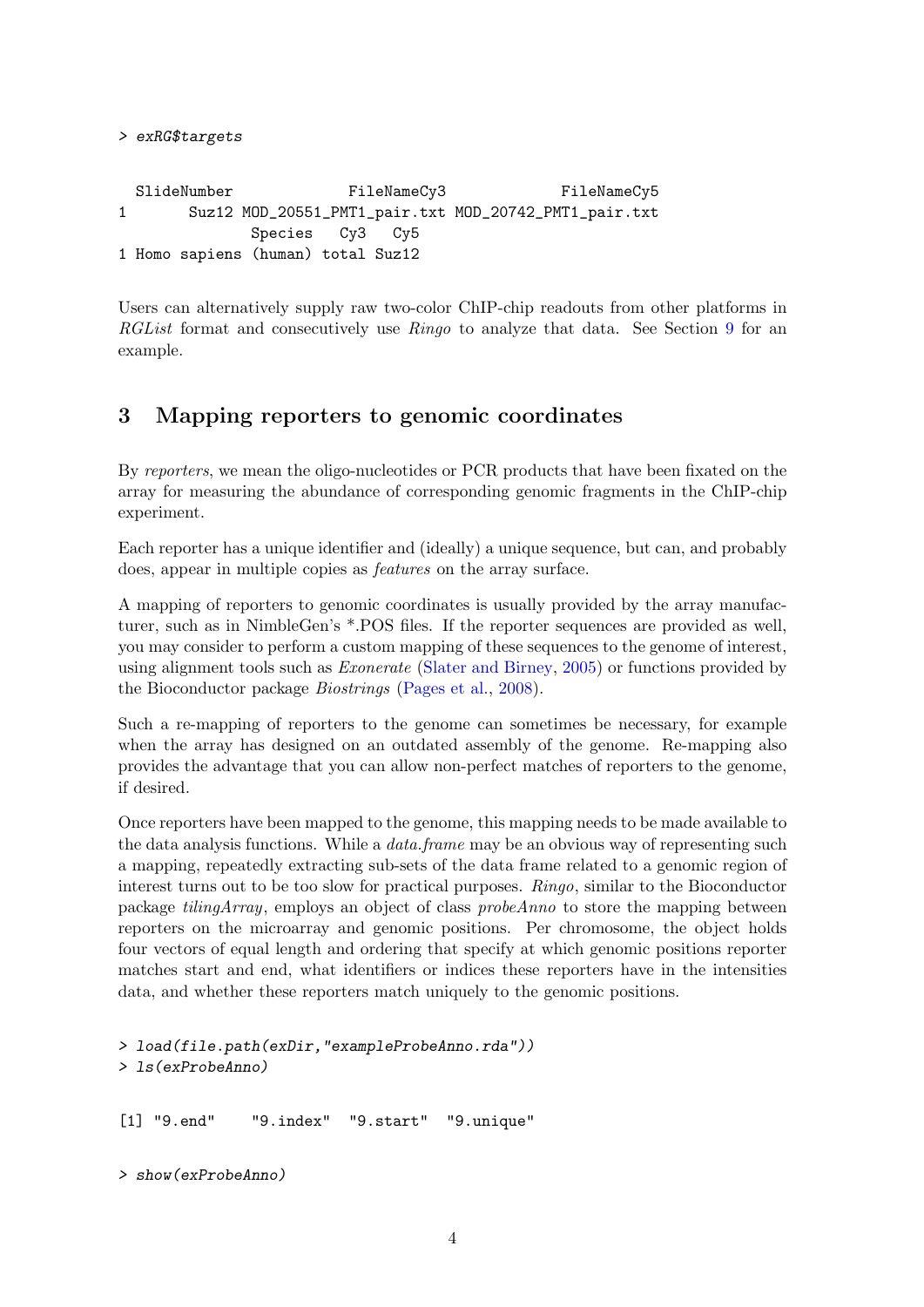```
> exRG$targets

  SlideNumber             FileNameCy3             FileNameCy5
1       Suz12 MOD_20551_PMT1_pair.txt MOD_20742_PMT1_pair.txt
              Species   Cy3   Cy5
1 Homo sapiens (human) total Suz12
```

Users can alternatively supply raw two-color ChIP-chip readouts from other platforms in *RGList* format and consecutively use *Ringo* to analyze that data. See Section 9 for an example.

# 3 Mapping reporters to genomic coordinates

By *reporters*, we mean the oligo-nucleotides or PCR products that have been fixated on the array for measuring the abundance of corresponding genomic fragments in the ChIP-chip experiment.

Each reporter has a unique identifier and (ideally) a unique sequence, but can, and probably does, appear in multiple copies as *features* on the array surface.

A mapping of reporters to genomic coordinates is usually provided by the array manufacturer, such as in NimbleGen's *.POS files. If the reporter sequences are provided as well, you may consider to perform a custom mapping of these sequences to the genome of interest, using alignment tools such as *Exonerate* (Slater and Birney, 2005) or functions provided by the Bioconductor package *Biostrings* (Pages et al., 2008).

Such a re-mapping of reporters to the genome can sometimes be necessary, for example when the array has designed on an outdated assembly of the genome. Re-mapping also provides the advantage that you can allow non-perfect matches of reporters to the genome, if desired.

Once reporters have been mapped to the genome, this mapping needs to be made available to the data analysis functions. While a *data.frame* may be an obvious way of representing such a mapping, repeatedly extracting sub-sets of the data frame related to a genomic region of interest turns out to be too slow for practical purposes. *Ringo*, similar to the Bioconductor package *tilingArray*, employs an object of class *probeAnno* to store the mapping between reporters on the microarray and genomic positions. Per chromosome, the object holds four vectors of equal length and ordering that specify at which genomic positions reporter matches start and end, what identifiers or indices these reporters have in the intensities data, and whether these reporters match uniquely to the genomic positions.

```
> load(file.path(exDir,"exampleProbeAnno.rda"))
> ls(exProbeAnno)

[1] "9.end"    "9.index"  "9.start"  "9.unique"

> show(exProbeAnno)
```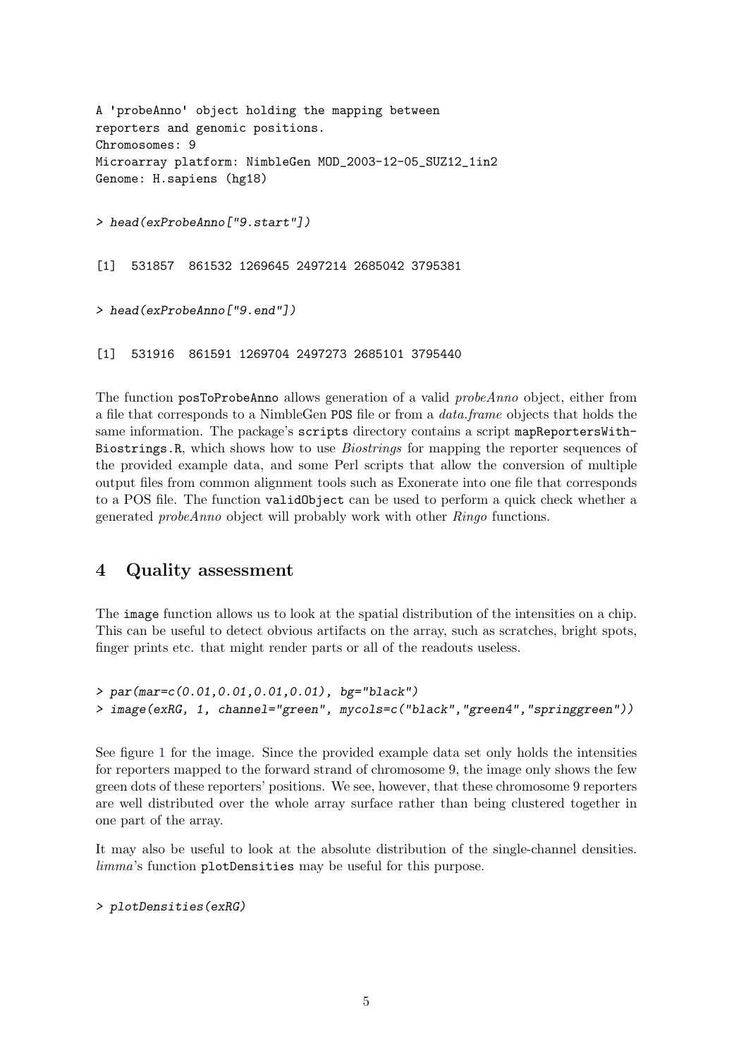```
A 'probeAnno' object holding the mapping between
reporters and genomic positions.
Chromosomes: 9
Microarray platform: NimbleGen MOD_2003-12-05_SUZ12_1in2
Genome: H.sapiens (hg18)
```

```
> head(exProbeAnno["9.start"])
```

```
[1]  531857  861532 1269645 2497214 2685042 3795381
```

```
> head(exProbeAnno["9.end"])
```

```
[1]  531916  861591 1269704 2497273 2685101 3795440
```

The function `posToProbeAnno` allows generation of a valid *probeAnno* object, either from a file that corresponds to a NimbleGen `POS` file or from a *data.frame* objects that holds the same information. The package's `scripts` directory contains a script `mapReportersWith-Biostrings.R`, which shows how to use *Biostrings* for mapping the reporter sequences of the provided example data, and some Perl scripts that allow the conversion of multiple output files from common alignment tools such as Exonerate into one file that corresponds to a POS file. The function `validObject` can be used to perform a quick check whether a generated *probeAnno* object will probably work with other *Ringo* functions.

## 4 Quality assessment

The `image` function allows us to look at the spatial distribution of the intensities on a chip. This can be useful to detect obvious artifacts on the array, such as scratches, bright spots, finger prints etc. that might render parts or all of the readouts useless.

```
> par(mar=c(0.01,0.01,0.01,0.01), bg="black")
> image(exRG, 1, channel="green", mycols=c("black","green4","springgreen"))
```

See figure 1 for the image. Since the provided example data set only holds the intensities for reporters mapped to the forward strand of chromosome 9, the image only shows the few green dots of these reporters' positions. We see, however, that these chromosome 9 reporters are well distributed over the whole array surface rather than being clustered together in one part of the array.

It may also be useful to look at the absolute distribution of the single-channel densities. *limma*'s function `plotDensities` may be useful for this purpose.

```
> plotDensities(exRG)
```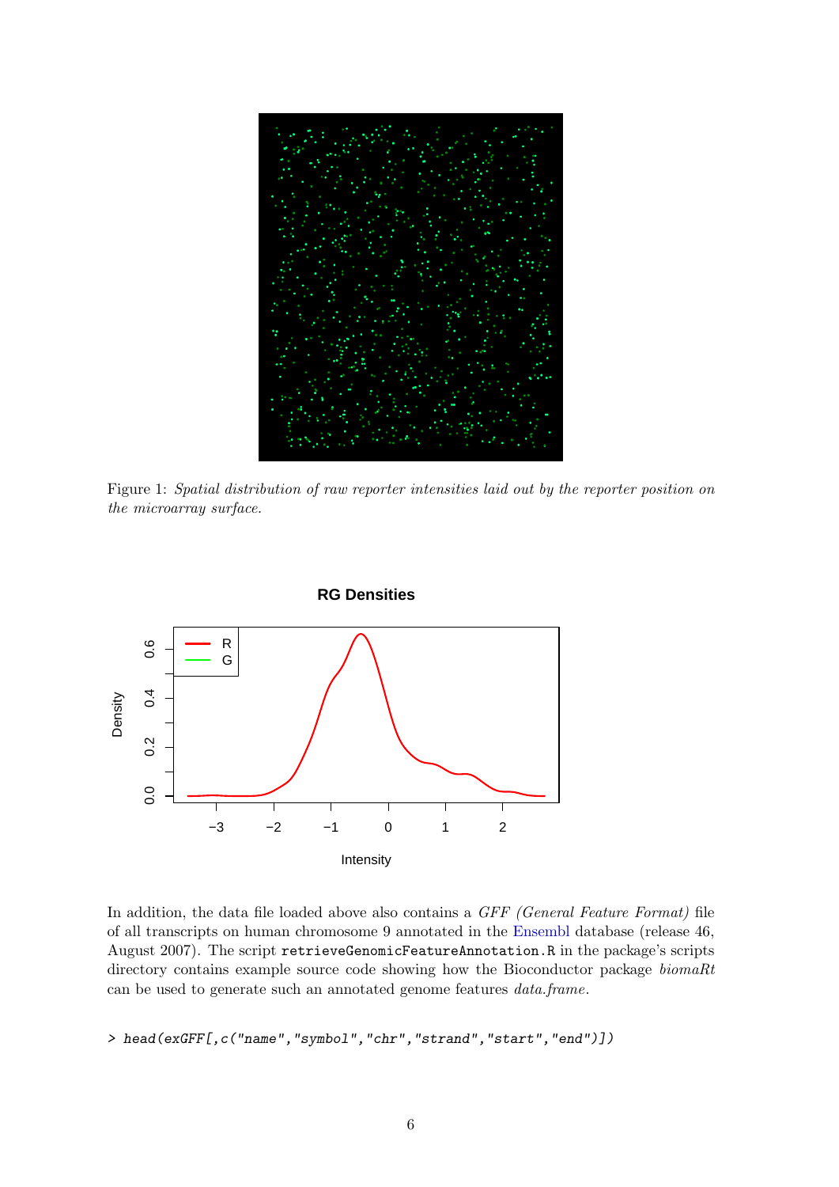Figure 1: *Spatial distribution of raw reporter intensities laid out by the reporter position on the microarray surface.*

In addition, the data file loaded above also contains a *GFF (General Feature Format)* file of all transcripts on human chromosome 9 annotated in the Ensembl database (release 46, August 2007). The script `retrieveGenomicFeatureAnnotation.R` in the package's scripts directory contains example source code showing how the Bioconductor package *biomaRt* can be used to generate such an annotated genome features *data.frame*.

```
> head(exGFF[,c("name","symbol","chr","strand","start","end")])
```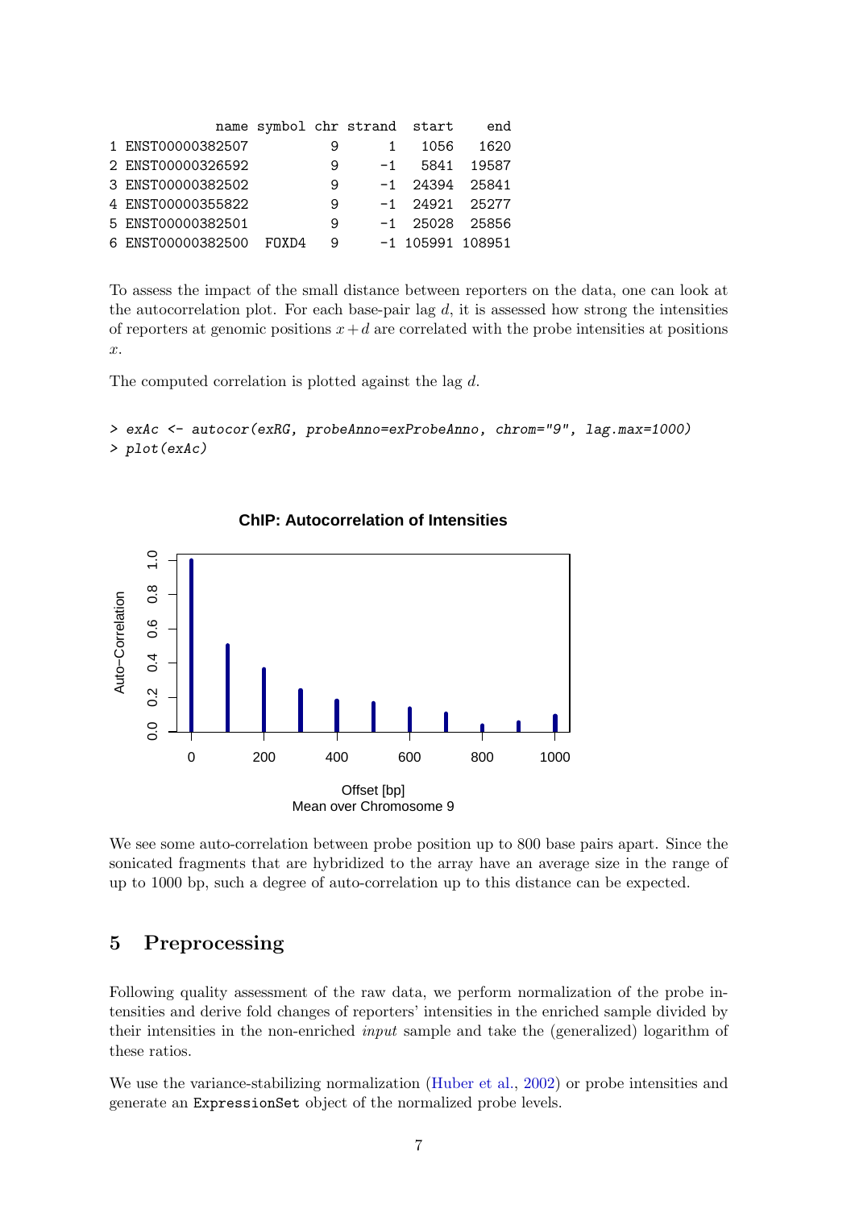```
              name symbol chr strand  start    end
1 ENST00000382507          9      1   1056   1620
2 ENST00000326592          9     -1   5841  19587
3 ENST00000382502          9     -1  24394  25841
4 ENST00000355822          9     -1  24921  25277
5 ENST00000382501          9     -1  25028  25856
6 ENST00000382500  FOXD4   9     -1 105991 108951
```

To assess the impact of the small distance between reporters on the data, one can look at the autocorrelation plot. For each base-pair lag $d$, it is assessed how strong the intensities of reporters at genomic positions $x + d$ are correlated with the probe intensities at positions $x$.

The computed correlation is plotted against the lag $d$.

```
> exAc <- autocor(exRG, probeAnno=exProbeAnno, chrom="9", lag.max=1000)
> plot(exAc)
```

**ChIP: Autocorrelation of Intensities**

| Offset [bp] | Auto-Correlation |
|---|---|
| 0 | 1.0 |
| 100 | ~0.5 |
| 200 | ~0.37 |
| 300 | ~0.25 |
| 400 | ~0.19 |
| 500 | ~0.17 |
| 600 | ~0.14 |
| 700 | ~0.11 |
| 800 | ~0.04 |
| 900 | ~0.06 |
| 1000 | ~0.10 |

Mean over Chromosome 9

We see some auto-correlation between probe position up to 800 base pairs apart. Since the sonicated fragments that are hybridized to the array have an average size in the range of up to 1000 bp, such a degree of auto-correlation up to this distance can be expected.

## 5 Preprocessing

Following quality assessment of the raw data, we perform normalization of the probe intensities and derive fold changes of reporters' intensities in the enriched sample divided by their intensities in the non-enriched *input* sample and take the (generalized) logarithm of these ratios.

We use the variance-stabilizing normalization (Huber et al., 2002) or probe intensities and generate an `ExpressionSet` object of the normalized probe levels.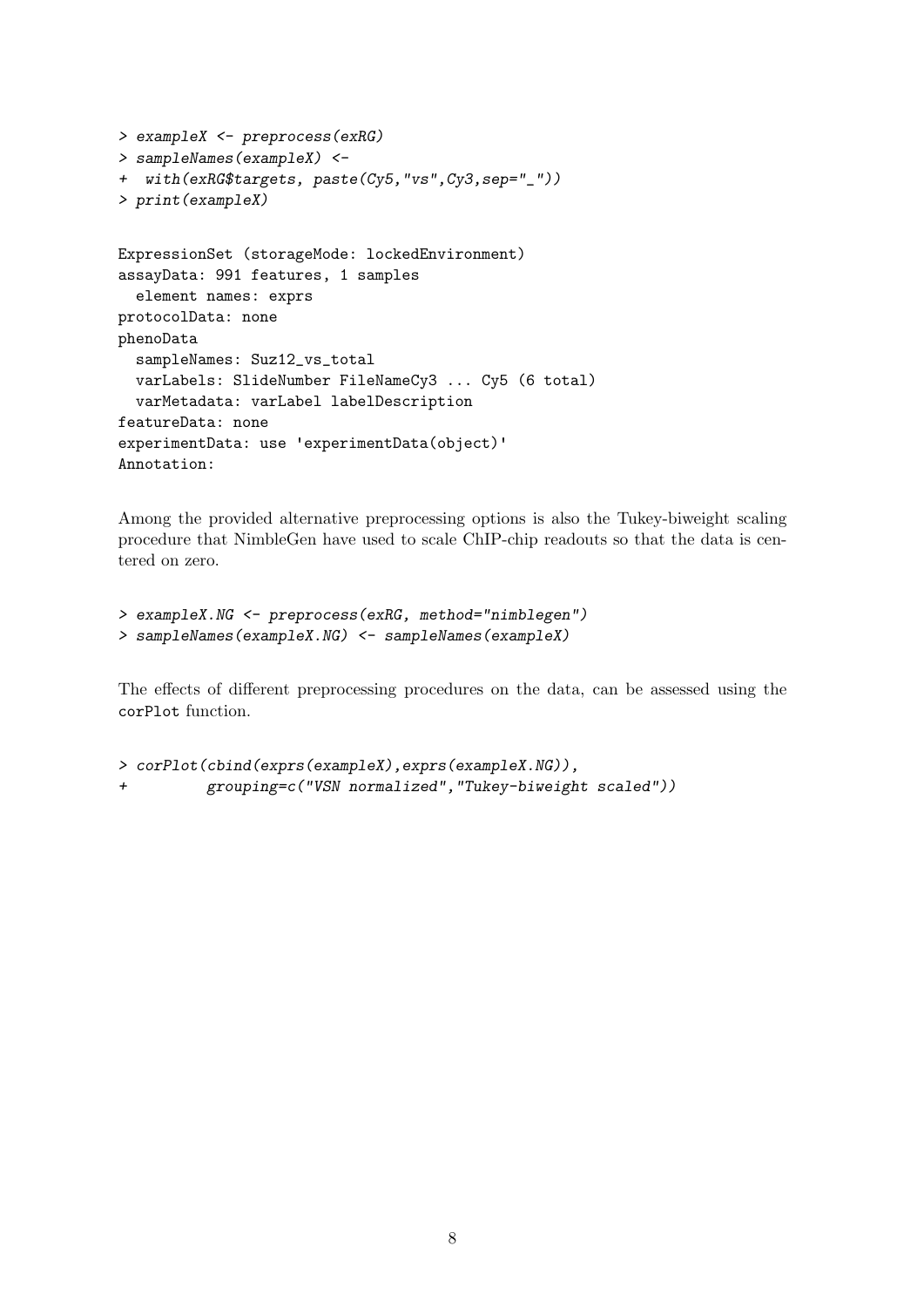```
> exampleX <- preprocess(exRG)
> sampleNames(exampleX) <-
+  with(exRG$targets, paste(Cy5,"vs",Cy3,sep="_"))
> print(exampleX)
```

```
ExpressionSet (storageMode: lockedEnvironment)
assayData: 991 features, 1 samples
  element names: exprs
protocolData: none
phenoData
  sampleNames: Suz12_vs_total
  varLabels: SlideNumber FileNameCy3 ... Cy5 (6 total)
  varMetadata: varLabel labelDescription
featureData: none
experimentData: use 'experimentData(object)'
Annotation:
```

Among the provided alternative preprocessing options is also the Tukey-biweight scaling procedure that NimbleGen have used to scale ChIP-chip readouts so that the data is centered on zero.

```
> exampleX.NG <- preprocess(exRG, method="nimblegen")
> sampleNames(exampleX.NG) <- sampleNames(exampleX)
```

The effects of different preprocessing procedures on the data, can be assessed using the `corPlot` function.

```
> corPlot(cbind(exprs(exampleX),exprs(exampleX.NG)),
+         grouping=c("VSN normalized","Tukey-biweight scaled"))
```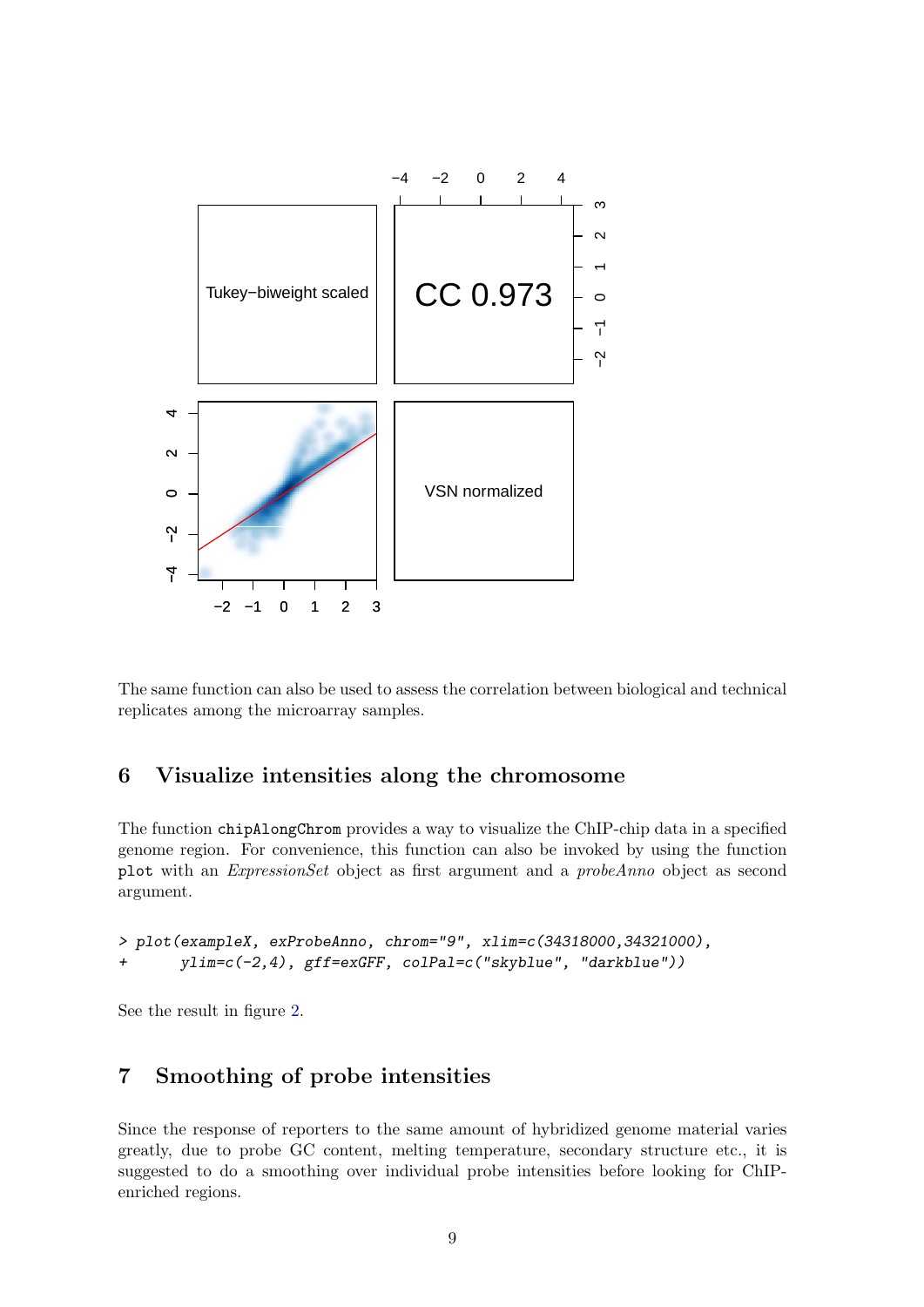The same function can also be used to assess the correlation between biological and technical replicates among the microarray samples.

## 6 Visualize intensities along the chromosome

The function `chipAlongChrom` provides a way to visualize the ChIP-chip data in a specified genome region. For convenience, this function can also be invoked by using the function `plot` with an *ExpressionSet* object as first argument and a *probeAnno* object as second argument.

```
> plot(exampleX, exProbeAnno, chrom="9", xlim=c(34318000,34321000),
+      ylim=c(-2,4), gff=exGFF, colPal=c("skyblue", "darkblue"))
```

See the result in figure 2.

## 7 Smoothing of probe intensities

Since the response of reporters to the same amount of hybridized genome material varies greatly, due to probe GC content, melting temperature, secondary structure etc., it is suggested to do a smoothing over individual probe intensities before looking for ChIP-enriched regions.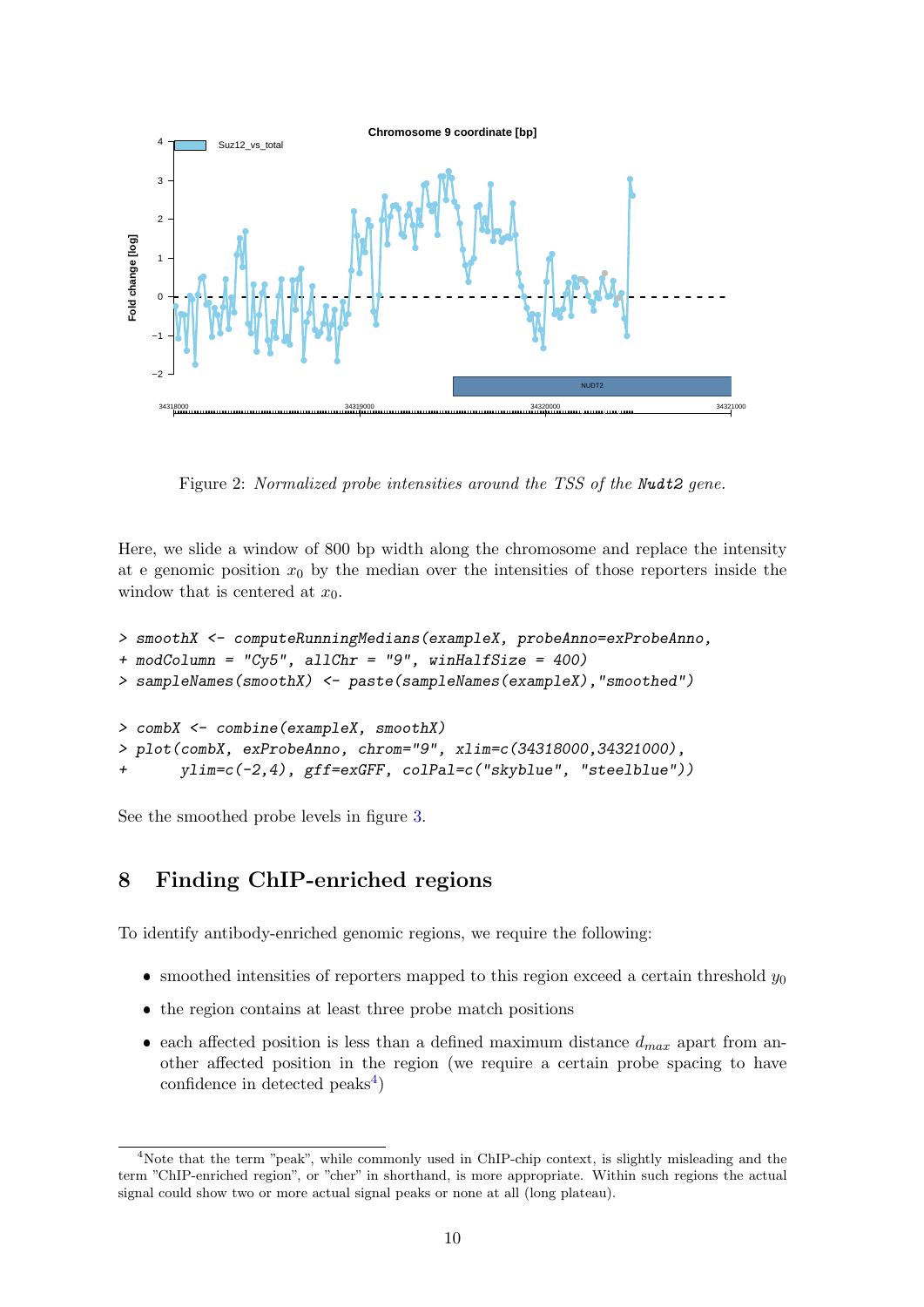Figure 2: *Normalized probe intensities around the TSS of the* `Nudt2` *gene.*

Here, we slide a window of 800 bp width along the chromosome and replace the intensity at e genomic position $x_0$ by the median over the intensities of those reporters inside the window that is centered at $x_0$.

```
> smoothX <- computeRunningMedians(exampleX, probeAnno=exProbeAnno,
+ modColumn = "Cy5", allChr = "9", winHalfSize = 400)
> sampleNames(smoothX) <- paste(sampleNames(exampleX),"smoothed")

> combX <- combine(exampleX, smoothX)
> plot(combX, exProbeAnno, chrom="9", xlim=c(34318000,34321000),
+       ylim=c(-2,4), gff=exGFF, colPal=c("skyblue", "steelblue"))
```

See the smoothed probe levels in figure 3.

# 8 Finding ChIP-enriched regions

To identify antibody-enriched genomic regions, we require the following:

- smoothed intensities of reporters mapped to this region exceed a certain threshold $y_0$
- the region contains at least three probe match positions
- each affected position is less than a defined maximum distance $d_{max}$ apart from another affected position in the region (we require a certain probe spacing to have confidence in detected peaks[4])

[4]Note that the term "peak", while commonly used in ChIP-chip context, is slightly misleading and the term "ChIP-enriched region", or "cher" in shorthand, is more appropriate. Within such regions the actual signal could show two or more actual signal peaks or none at all (long plateau).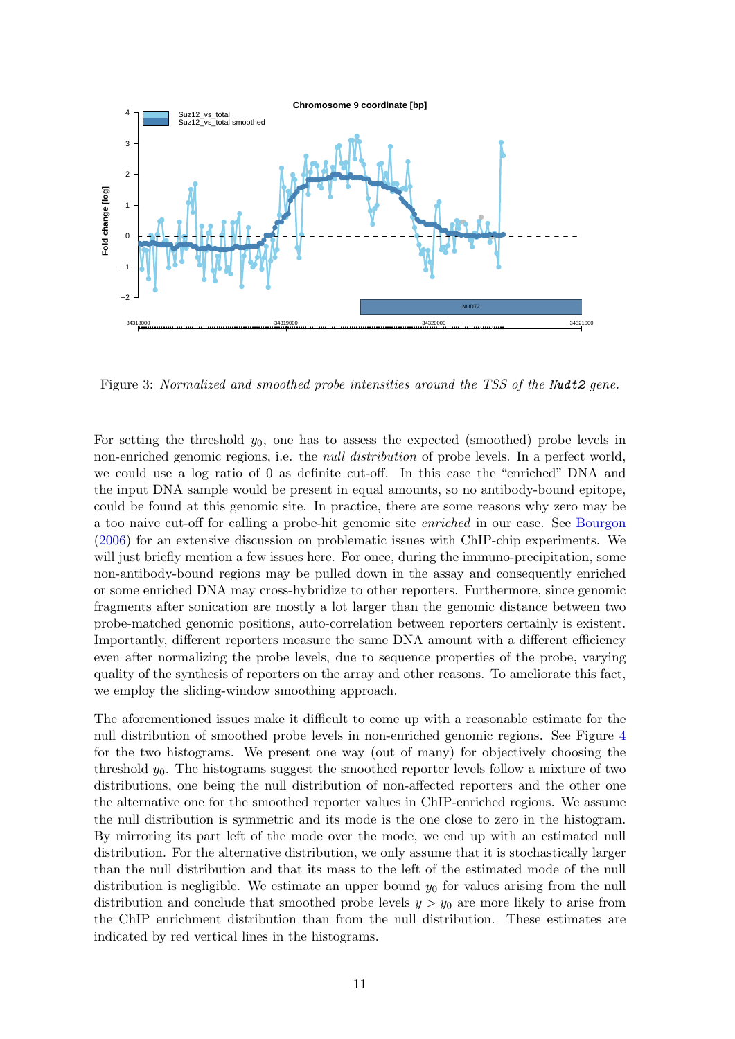Figure 3: *Normalized and smoothed probe intensities around the TSS of the* **Nudt2** *gene.*

For setting the threshold $y_0$, one has to assess the expected (smoothed) probe levels in non-enriched genomic regions, i.e. the *null distribution* of probe levels. In a perfect world, we could use a log ratio of 0 as definite cut-off. In this case the "enriched" DNA and the input DNA sample would be present in equal amounts, so no antibody-bound epitope, could be found at this genomic site. In practice, there are some reasons why zero may be a too naive cut-off for calling a probe-hit genomic site *enriched* in our case. See Bourgon (2006) for an extensive discussion on problematic issues with ChIP-chip experiments. We will just briefly mention a few issues here. For once, during the immuno-precipitation, some non-antibody-bound regions may be pulled down in the assay and consequently enriched or some enriched DNA may cross-hybridize to other reporters. Furthermore, since genomic fragments after sonication are mostly a lot larger than the genomic distance between two probe-matched genomic positions, auto-correlation between reporters certainly is existent. Importantly, different reporters measure the same DNA amount with a different efficiency even after normalizing the probe levels, due to sequence properties of the probe, varying quality of the synthesis of reporters on the array and other reasons. To ameliorate this fact, we employ the sliding-window smoothing approach.

The aforementioned issues make it difficult to come up with a reasonable estimate for the null distribution of smoothed probe levels in non-enriched genomic regions. See Figure 4 for the two histograms. We present one way (out of many) for objectively choosing the threshold $y_0$. The histograms suggest the smoothed reporter levels follow a mixture of two distributions, one being the null distribution of non-affected reporters and the other one the alternative one for the smoothed reporter values in ChIP-enriched regions. We assume the null distribution is symmetric and its mode is the one close to zero in the histogram. By mirroring its part left of the mode over the mode, we end up with an estimated null distribution. For the alternative distribution, we only assume that it is stochastically larger than the null distribution and that its mass to the left of the estimated mode of the null distribution is negligible. We estimate an upper bound $y_0$ for values arising from the null distribution and conclude that smoothed probe levels $y > y_0$ are more likely to arise from the ChIP enrichment distribution than from the null distribution. These estimates are indicated by red vertical lines in the histograms.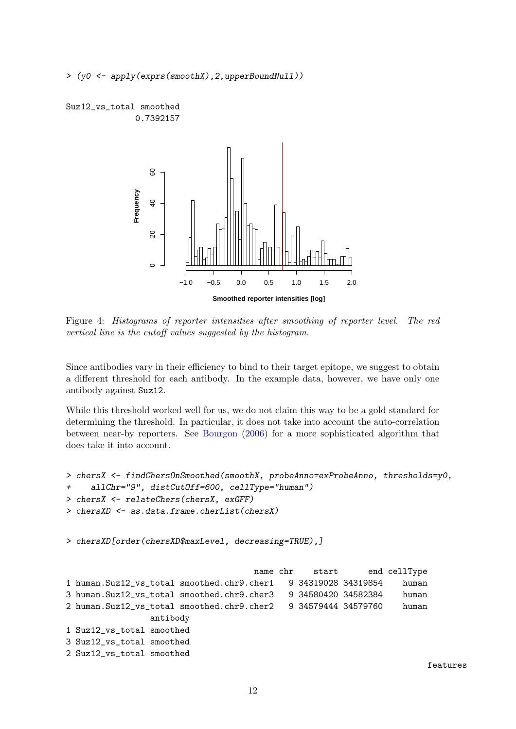```
> (y0 <- apply(exprs(smoothX),2,upperBoundNull))

Suz12_vs_total smoothed
             0.7392157
```

Figure 4: *Histograms of reporter intensities after smoothing of reporter level. The red vertical line is the cutoff values suggested by the histogram.*

Since antibodies vary in their efficiency to bind to their target epitope, we suggest to obtain a different threshold for each antibody. In the example data, however, we have only one antibody against Suz12.

While this threshold worked well for us, we do not claim this way to be a gold standard for determining the threshold. In particular, it does not take into account the auto-correlation between near-by reporters. See Bourgon (2006) for a more sophisticated algorithm that does take it into account.

```
> chersX <- findChersOnSmoothed(smoothX, probeAnno=exProbeAnno, thresholds=y0,
+     allChr="9", distCutOff=600, cellType="human")
> chersX <- relateChers(chersX, exGFF)
> chersXD <- as.data.frame.cherList(chersX)

> chersXD[order(chersXD$maxLevel, decreasing=TRUE),]

                                       name chr    start      end cellType
1 human.Suz12_vs_total smoothed.chr9.cher1   9 34319028 34319854    human
3 human.Suz12_vs_total smoothed.chr9.cher3   9 34580420 34582384    human
2 human.Suz12_vs_total smoothed.chr9.cher2   9 34579444 34579760    human
                 antibody
1 Suz12_vs_total smoothed
3 Suz12_vs_total smoothed
2 Suz12_vs_total smoothed
                                                                           features
```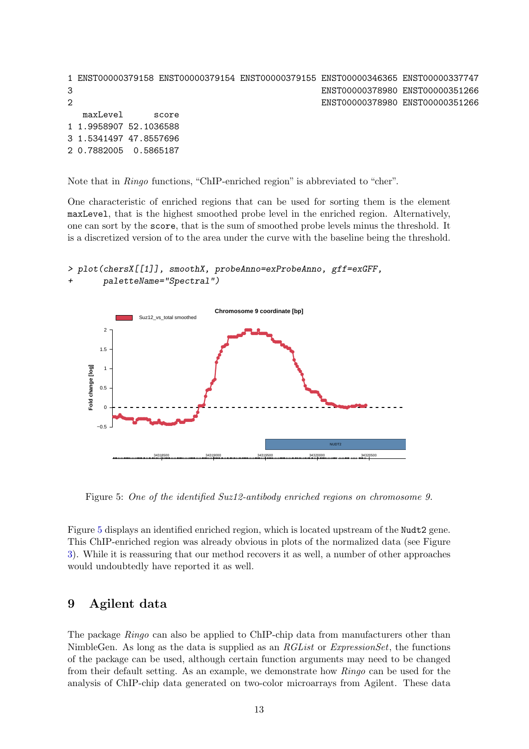```
1 ENST00000379158 ENST00000379154 ENST00000379155 ENST00000346365 ENST00000337747
3                                                 ENST00000378980 ENST00000351266
2                                                 ENST00000378980 ENST00000351266
   maxLevel      score
1 1.9958907 52.1036588
3 1.5341497 47.8557696
2 0.7882005  0.5865187
```

Note that in *Ringo* functions, "ChIP-enriched region" is abbreviated to "cher".

One characteristic of enriched regions that can be used for sorting them is the element `maxLevel`, that is the highest smoothed probe level in the enriched region. Alternatively, one can sort by the `score`, that is the sum of smoothed probe levels minus the threshold. It is a discretized version of to the area under the curve with the baseline being the threshold.

```
> plot(chersX[[1]], smoothX, probeAnno=exProbeAnno, gff=exGFF,
+      paletteName="Spectral")
```

Figure 5: *One of the identified Suz12-antibody enriched regions on chromosome 9.*

Figure 5 displays an identified enriched region, which is located upstream of the `Nudt2` gene. This ChIP-enriched region was already obvious in plots of the normalized data (see Figure 3). While it is reassuring that our method recovers it as well, a number of other approaches would undoubtedly have reported it as well.

# 9 Agilent data

The package *Ringo* can also be applied to ChIP-chip data from manufacturers other than NimbleGen. As long as the data is supplied as an *RGList* or *ExpressionSet*, the functions of the package can be used, although certain function arguments may need to be changed from their default setting. As an example, we demonstrate how *Ringo* can be used for the analysis of ChIP-chip data generated on two-color microarrays from Agilent. These data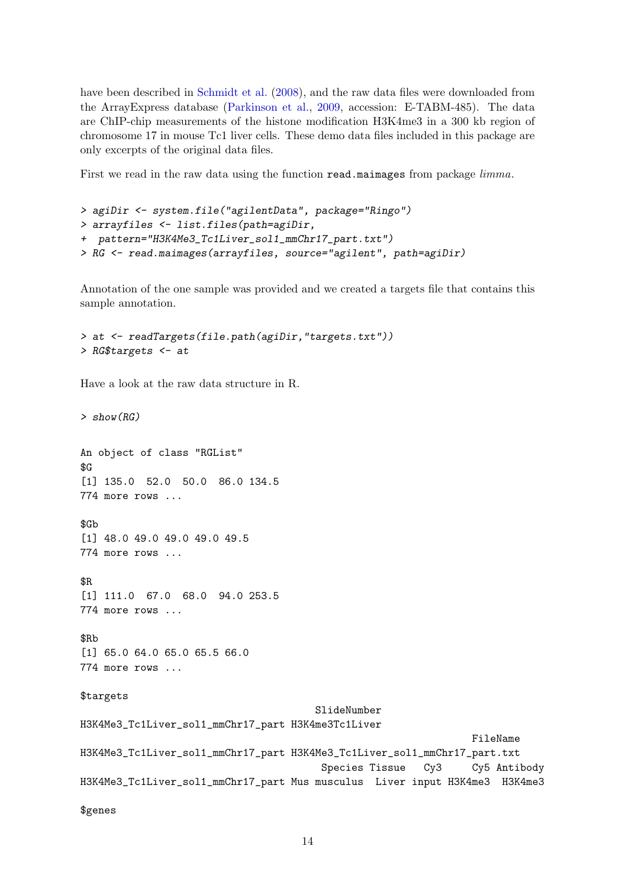have been described in Schmidt et al. (2008), and the raw data files were downloaded from the ArrayExpress database (Parkinson et al., 2009, accession: E-TABM-485). The data are ChIP-chip measurements of the histone modification H3K4me3 in a 300 kb region of chromosome 17 in mouse Tc1 liver cells. These demo data files included in this package are only excerpts of the original data files.

First we read in the raw data using the function `read.maimages` from package *limma*.

```
> agiDir <- system.file("agilentData", package="Ringo")
> arrayfiles <- list.files(path=agiDir,
+  pattern="H3K4Me3_Tc1Liver_sol1_mmChr17_part.txt")
> RG <- read.maimages(arrayfiles, source="agilent", path=agiDir)
```

Annotation of the one sample was provided and we created a targets file that contains this sample annotation.

```
> at <- readTargets(file.path(agiDir,"targets.txt"))
> RG$targets <- at
```

Have a look at the raw data structure in R.

```
> show(RG)
```

```
An object of class "RGList"
$G
[1] 135.0  52.0  50.0  86.0 134.5
774 more rows ...

$Gb
[1] 48.0 49.0 49.0 49.0 49.5
774 more rows ...

$R
[1] 111.0  67.0  68.0  94.0 253.5
774 more rows ...

$Rb
[1] 65.0 64.0 65.0 65.5 66.0
774 more rows ...

$targets
                                      SlideNumber
H3K4Me3_Tc1Liver_sol1_mmChr17_part H3K4me3Tc1Liver
                                                                FileName
H3K4Me3_Tc1Liver_sol1_mmChr17_part H3K4Me3_Tc1Liver_sol1_mmChr17_part.txt
                                       Species Tissue   Cy3     Cy5 Antibody
H3K4Me3_Tc1Liver_sol1_mmChr17_part Mus musculus  Liver input H3K4me3  H3K4me3

$genes
```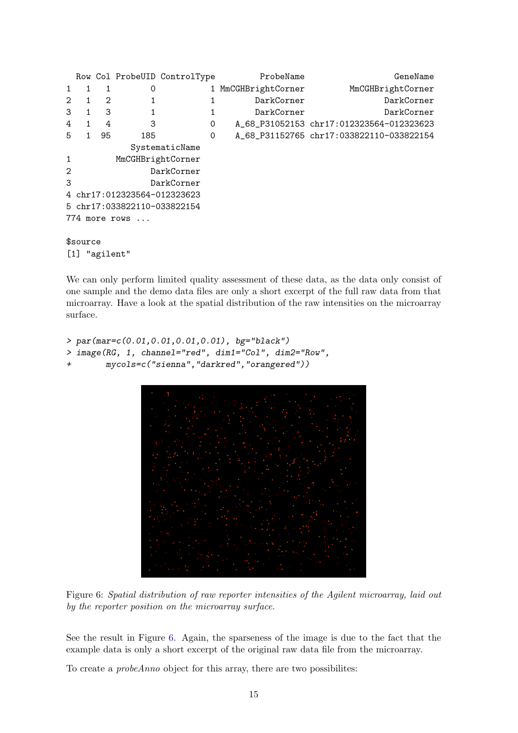```
  Row Col ProbeUID ControlType         ProbeName                  GeneName
1   1   1        0           1 MmCGHBrightCorner         MmCGHBrightCorner
2   1   2        1           1        DarkCorner                DarkCorner
3   1   3        1           1        DarkCorner                DarkCorner
4   1   4        3           0    A_68_P31052153 chr17:012323564-012323623
5   1  95      185           0    A_68_P31152765 chr17:033822110-033822154
             SystematicName
1         MmCGHBrightCorner
2                DarkCorner
3                DarkCorner
4 chr17:012323564-012323623
5 chr17:033822110-033822154
774 more rows ...

$source
[1] "agilent"
```

We can only perform limited quality assessment of these data, as the data only consist of one sample and the demo data files are only a short excerpt of the full raw data from that microarray. Have a look at the spatial distribution of the raw intensities on the microarray surface.

```
> par(mar=c(0.01,0.01,0.01,0.01), bg="black")
> image(RG, 1, channel="red", dim1="Col", dim2="Row",
+       mycols=c("sienna","darkred","orangered"))
```

Figure 6: *Spatial distribution of raw reporter intensities of the Agilent microarray, laid out by the reporter position on the microarray surface.*

See the result in Figure 6. Again, the sparseness of the image is due to the fact that the example data is only a short excerpt of the original raw data file from the microarray.

To create a *probeAnno* object for this array, there are two possibilites: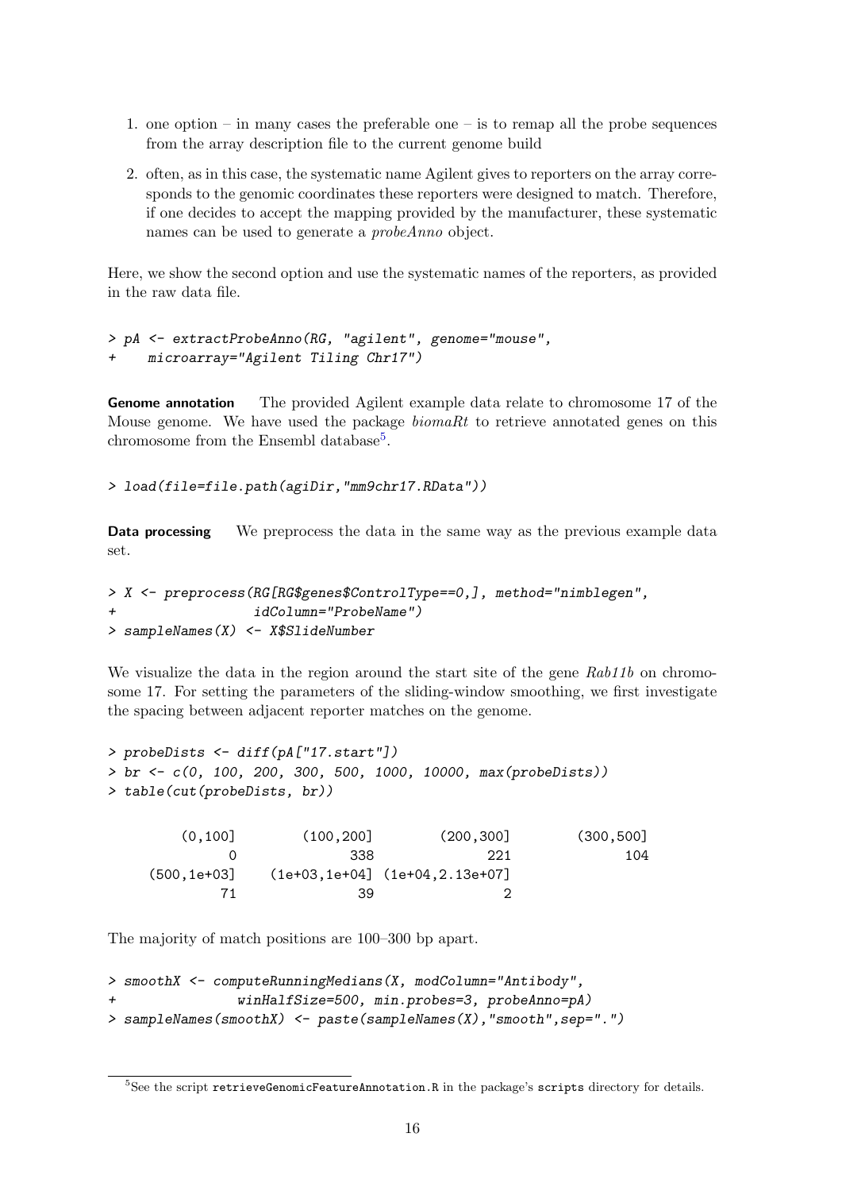1. one option – in many cases the preferable one – is to remap all the probe sequences from the array description file to the current genome build
2. often, as in this case, the systematic name Agilent gives to reporters on the array corresponds to the genomic coordinates these reporters were designed to match. Therefore, if one decides to accept the mapping provided by the manufacturer, these systematic names can be used to generate a *probeAnno* object.

Here, we show the second option and use the systematic names of the reporters, as provided in the raw data file.

```
> pA <- extractProbeAnno(RG, "agilent", genome="mouse",
+    microarray="Agilent Tiling Chr17")
```

**Genome annotation** The provided Agilent example data relate to chromosome 17 of the Mouse genome. We have used the package *biomaRt* to retrieve annotated genes on this chromosome from the Ensembl database[5].

```
> load(file=file.path(agiDir,"mm9chr17.RData"))
```

**Data processing** We preprocess the data in the same way as the previous example data set.

```
> X <- preprocess(RG[RG$genes$ControlType==0,], method="nimblegen",
+                 idColumn="ProbeName")
> sampleNames(X) <- X$SlideNumber
```

We visualize the data in the region around the start site of the gene *Rab11b* on chromosome 17. For setting the parameters of the sliding-window smoothing, we first investigate the spacing between adjacent reporter matches on the genome.

```
> probeDists <- diff(pA["17.start"])
> br <- c(0, 100, 200, 300, 500, 1000, 10000, max(probeDists))
> table(cut(probeDists, br))

       (0,100]        (100,200]        (200,300]        (300,500] 
             0              338              221              104 
    (500,1e+03]   (1e+03,1e+04] (1e+04,2.13e+07] 
            71               39                2 
```

The majority of match positions are 100–300 bp apart.

```
> smoothX <- computeRunningMedians(X, modColumn="Antibody",
+               winHalfSize=500, min.probes=3, probeAnno=pA)
> sampleNames(smoothX) <- paste(sampleNames(X),"smooth",sep=".")
```

[5]See the script `retrieveGenomicFeatureAnnotation.R` in the package's `scripts` directory for details.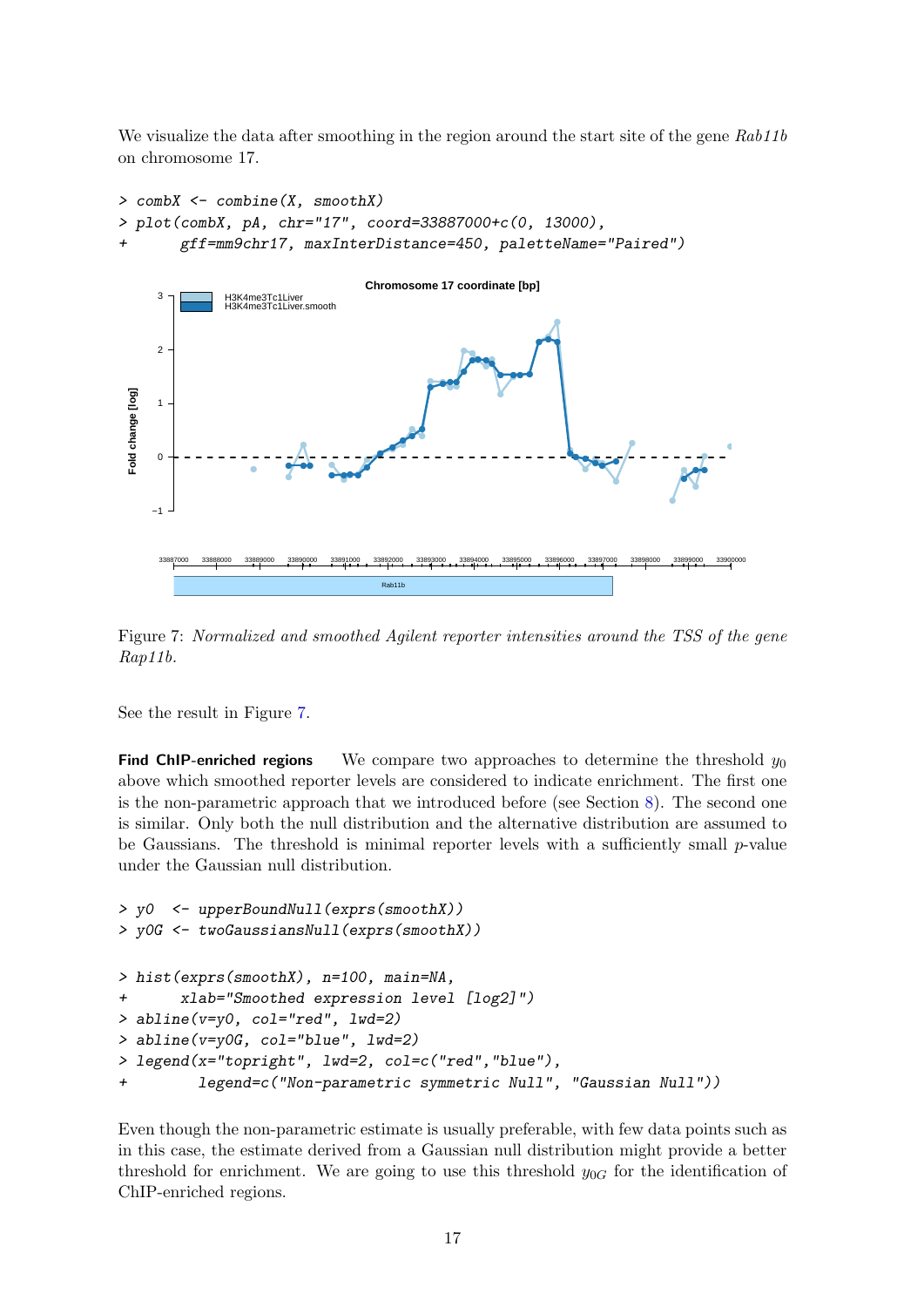We visualize the data after smoothing in the region around the start site of the gene *Rab11b* on chromosome 17.

```
> combX <- combine(X, smoothX)
> plot(combX, pA, chr="17", coord=33887000+c(0, 13000),
+      gff=mm9chr17, maxInterDistance=450, paletteName="Paired")
```

Figure 7: *Normalized and smoothed Agilent reporter intensities around the TSS of the gene Rap11b.*

See the result in Figure 7.

**Find ChIP-enriched regions** We compare two approaches to determine the threshold $y_0$ above which smoothed reporter levels are considered to indicate enrichment. The first one is the non-parametric approach that we introduced before (see Section 8). The second one is similar. Only both the null distribution and the alternative distribution are assumed to be Gaussians. The threshold is minimal reporter levels with a sufficiently small $p$-value under the Gaussian null distribution.

```
> y0  <- upperBoundNull(exprs(smoothX))
> y0G <- twoGaussiansNull(exprs(smoothX))

> hist(exprs(smoothX), n=100, main=NA,
+      xlab="Smoothed expression level [log2]")
> abline(v=y0, col="red", lwd=2)
> abline(v=y0G, col="blue", lwd=2)
> legend(x="topright", lwd=2, col=c("red","blue"),
+        legend=c("Non-parametric symmetric Null", "Gaussian Null"))
```

Even though the non-parametric estimate is usually preferable, with few data points such as in this case, the estimate derived from a Gaussian null distribution might provide a better threshold for enrichment. We are going to use this threshold $y_{0G}$ for the identification of ChIP-enriched regions.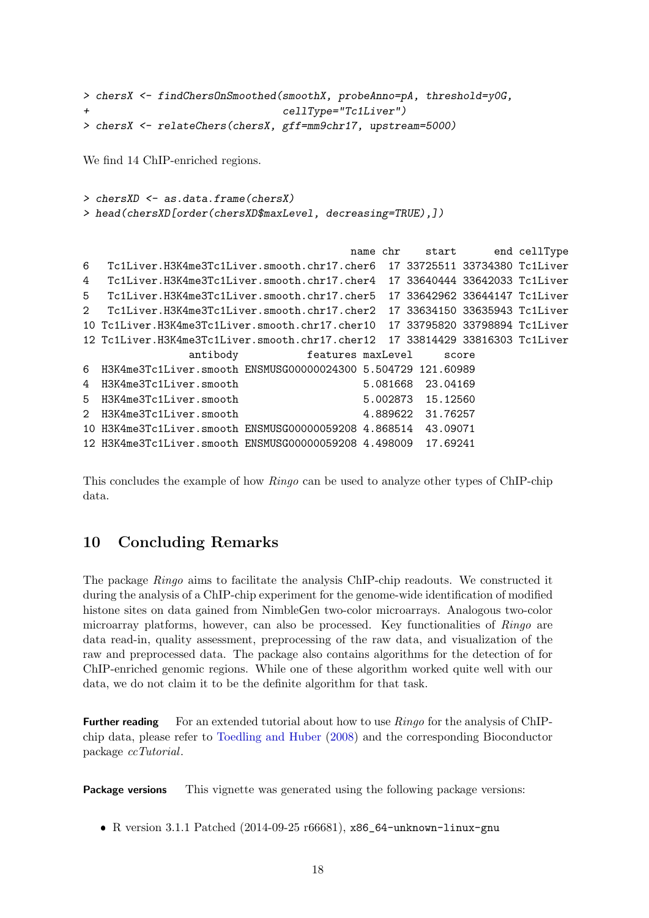```
> chersX <- findChersOnSmoothed(smoothX, probeAnno=pA, threshold=y0G,
+                               cellType="Tc1Liver")
> chersX <- relateChers(chersX, gff=mm9chr17, upstream=5000)
```

We find 14 ChIP-enriched regions.

```
> chersXD <- as.data.frame(chersX)
> head(chersXD[order(chersXD$maxLevel, decreasing=TRUE),])
```

```
                                          name chr    start      end cellType
6   Tc1Liver.H3K4me3Tc1Liver.smooth.chr17.cher6  17 33725511 33734380 Tc1Liver
4   Tc1Liver.H3K4me3Tc1Liver.smooth.chr17.cher4  17 33640444 33642033 Tc1Liver
5   Tc1Liver.H3K4me3Tc1Liver.smooth.chr17.cher5  17 33642962 33644147 Tc1Liver
2   Tc1Liver.H3K4me3Tc1Liver.smooth.chr17.cher2  17 33634150 33635943 Tc1Liver
10 Tc1Liver.H3K4me3Tc1Liver.smooth.chr17.cher10  17 33795820 33798894 Tc1Liver
12 Tc1Liver.H3K4me3Tc1Liver.smooth.chr17.cher12  17 33814429 33816303 Tc1Liver
               antibody           features maxLevel     score
6  H3K4me3Tc1Liver.smooth ENSMUSG00000024300 5.504729 121.60989
4  H3K4me3Tc1Liver.smooth                    5.081668  23.04169
5  H3K4me3Tc1Liver.smooth                    5.002873  15.12560
2  H3K4me3Tc1Liver.smooth                    4.889622  31.76257
10 H3K4me3Tc1Liver.smooth ENSMUSG00000059208 4.868514  43.09071
12 H3K4me3Tc1Liver.smooth ENSMUSG00000059208 4.498009  17.69241
```

This concludes the example of how *Ringo* can be used to analyze other types of ChIP-chip data.

## 10 Concluding Remarks

The package *Ringo* aims to facilitate the analysis ChIP-chip readouts. We constructed it during the analysis of a ChIP-chip experiment for the genome-wide identification of modified histone sites on data gained from NimbleGen two-color microarrays. Analogous two-color microarray platforms, however, can also be processed. Key functionalities of *Ringo* are data read-in, quality assessment, preprocessing of the raw data, and visualization of the raw and preprocessed data. The package also contains algorithms for the detection of for ChIP-enriched genomic regions. While one of these algorithm worked quite well with our data, we do not claim it to be the definite algorithm for that task.

**Further reading** For an extended tutorial about how to use *Ringo* for the analysis of ChIP-chip data, please refer to Toedling and Huber (2008) and the corresponding Bioconductor package *ccTutorial*.

**Package versions** This vignette was generated using the following package versions:

- R version 3.1.1 Patched (2014-09-25 r66681), `x86_64-unknown-linux-gnu`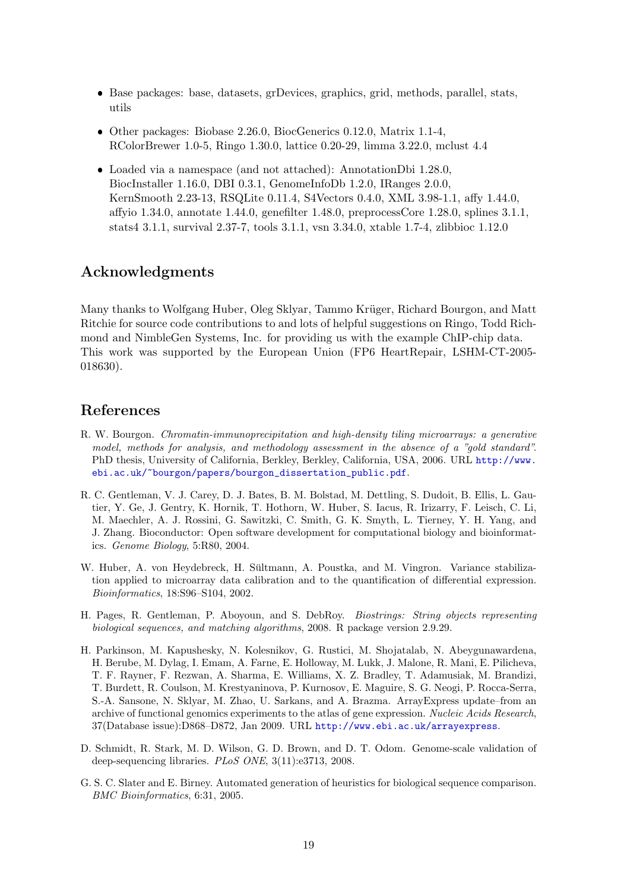- Base packages: base, datasets, grDevices, graphics, grid, methods, parallel, stats, utils
- Other packages: Biobase 2.26.0, BiocGenerics 0.12.0, Matrix 1.1-4, RColorBrewer 1.0-5, Ringo 1.30.0, lattice 0.20-29, limma 3.22.0, mclust 4.4
- Loaded via a namespace (and not attached): AnnotationDbi 1.28.0, BiocInstaller 1.16.0, DBI 0.3.1, GenomeInfoDb 1.2.0, IRanges 2.0.0, KernSmooth 2.23-13, RSQLite 0.11.4, S4Vectors 0.4.0, XML 3.98-1.1, affy 1.44.0, affyio 1.34.0, annotate 1.44.0, genefilter 1.48.0, preprocessCore 1.28.0, splines 3.1.1, stats4 3.1.1, survival 2.37-7, tools 3.1.1, vsn 3.34.0, xtable 1.7-4, zlibbioc 1.12.0

## Acknowledgments

Many thanks to Wolfgang Huber, Oleg Sklyar, Tammo Krüger, Richard Bourgon, and Matt Ritchie for source code contributions to and lots of helpful suggestions on Ringo, Todd Richmond and NimbleGen Systems, Inc. for providing us with the example ChIP-chip data. This work was supported by the European Union (FP6 HeartRepair, LSHM-CT-2005-018630).

## References

R. W. Bourgon. *Chromatin-immunoprecipitation and high-density tiling microarrays: a generative model, methods for analysis, and methodology assessment in the absence of a "gold standard"*. PhD thesis, University of California, Berkley, Berkley, California, USA, 2006. URL http://www.ebi.ac.uk/~bourgon/papers/bourgon_dissertation_public.pdf.

R. C. Gentleman, V. J. Carey, D. J. Bates, B. M. Bolstad, M. Dettling, S. Dudoit, B. Ellis, L. Gautier, Y. Ge, J. Gentry, K. Hornik, T. Hothorn, W. Huber, S. Iacus, R. Irizarry, F. Leisch, C. Li, M. Maechler, A. J. Rossini, G. Sawitzki, C. Smith, G. K. Smyth, L. Tierney, Y. H. Yang, and J. Zhang. Bioconductor: Open software development for computational biology and bioinformatics. *Genome Biology*, 5:R80, 2004.

W. Huber, A. von Heydebreck, H. Sültmann, A. Poustka, and M. Vingron. Variance stabilization applied to microarray data calibration and to the quantification of differential expression. *Bioinformatics*, 18:S96–S104, 2002.

H. Pages, R. Gentleman, P. Aboyoun, and S. DebRoy. *Biostrings: String objects representing biological sequences, and matching algorithms*, 2008. R package version 2.9.29.

H. Parkinson, M. Kapushesky, N. Kolesnikov, G. Rustici, M. Shojatalab, N. Abeygunawardena, H. Berube, M. Dylag, I. Emam, A. Farne, E. Holloway, M. Lukk, J. Malone, R. Mani, E. Pilicheva, T. F. Rayner, F. Rezwan, A. Sharma, E. Williams, X. Z. Bradley, T. Adamusiak, M. Brandizi, T. Burdett, R. Coulson, M. Krestyaninova, P. Kurnosov, E. Maguire, S. G. Neogi, P. Rocca-Serra, S.-A. Sansone, N. Sklyar, M. Zhao, U. Sarkans, and A. Brazma. ArrayExpress update–from an archive of functional genomics experiments to the atlas of gene expression. *Nucleic Acids Research*, 37(Database issue):D868–D872, Jan 2009. URL http://www.ebi.ac.uk/arrayexpress.

D. Schmidt, R. Stark, M. D. Wilson, G. D. Brown, and D. T. Odom. Genome-scale validation of deep-sequencing libraries. *PLoS ONE*, 3(11):e3713, 2008.

G. S. C. Slater and E. Birney. Automated generation of heuristics for biological sequence comparison. *BMC Bioinformatics*, 6:31, 2005.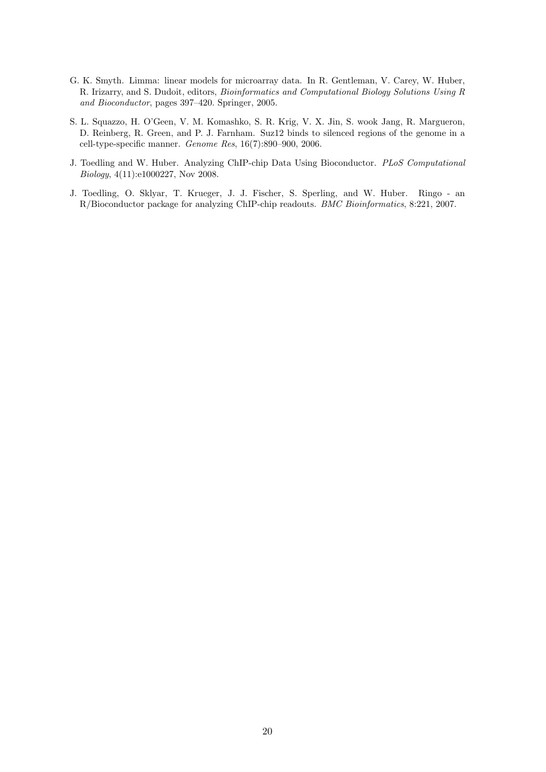G. K. Smyth. Limma: linear models for microarray data. In R. Gentleman, V. Carey, W. Huber, R. Irizarry, and S. Dudoit, editors, *Bioinformatics and Computational Biology Solutions Using R and Bioconductor*, pages 397–420. Springer, 2005.

S. L. Squazzo, H. O'Geen, V. M. Komashko, S. R. Krig, V. X. Jin, S. wook Jang, R. Margueron, D. Reinberg, R. Green, and P. J. Farnham. Suz12 binds to silenced regions of the genome in a cell-type-specific manner. *Genome Res*, 16(7):890–900, 2006.

J. Toedling and W. Huber. Analyzing ChIP-chip Data Using Bioconductor. *PLoS Computational Biology*, 4(11):e1000227, Nov 2008.

J. Toedling, O. Sklyar, T. Krueger, J. J. Fischer, S. Sperling, and W. Huber. Ringo - an R/Bioconductor package for analyzing ChIP-chip readouts. *BMC Bioinformatics*, 8:221, 2007.